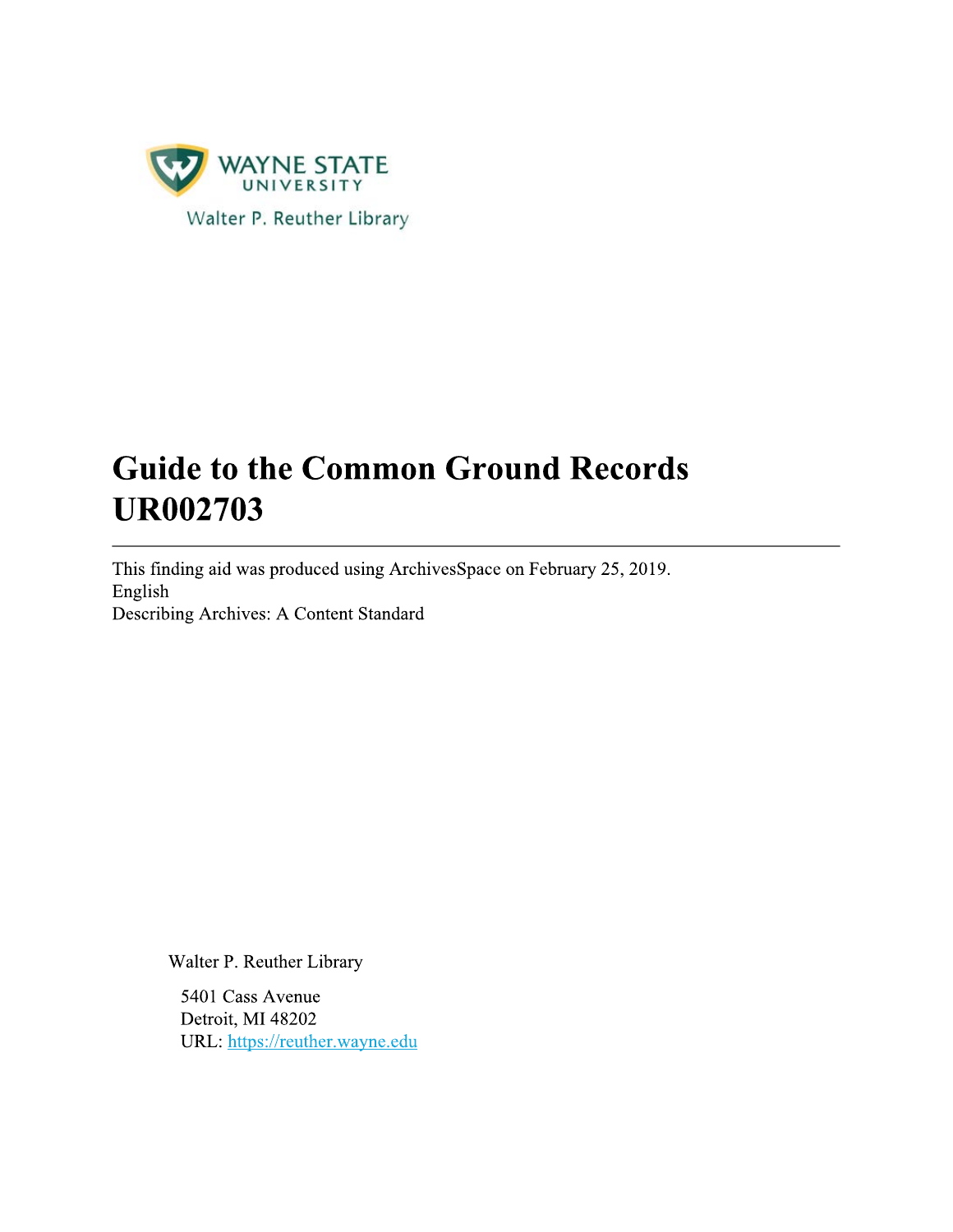WAYNE STATE UNIVERSITY

Walter P. Reuther Library

# Guide to the Common Ground Records UR002703

---

This finding aid was produced using ArchivesSpace on February 25, 2019.
English
Describing Archives: A Content Standard

Walter P. Reuther Library

5401 Cass Avenue
Detroit, MI 48202
URL: https://reuther.wayne.edu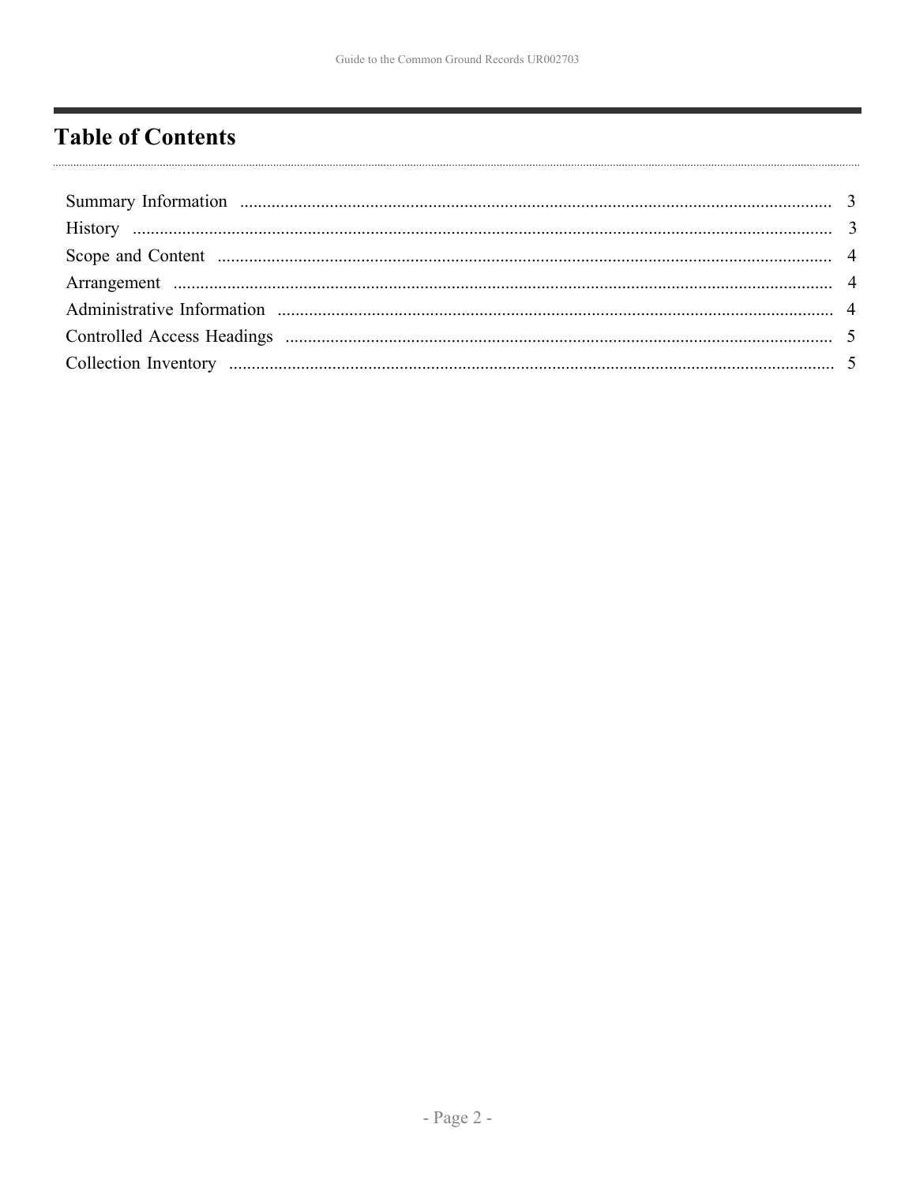# Table of Contents

Summary Information .................................................................................................................................. 3
History ........................................................................................................................................................ 3
Scope and Content ...................................................................................................................................... 4
Arrangement ................................................................................................................................................ 4
Administrative Information ......................................................................................................................... 4
Controlled Access Headings ....................................................................................................................... 5
Collection Inventory .................................................................................................................................... 5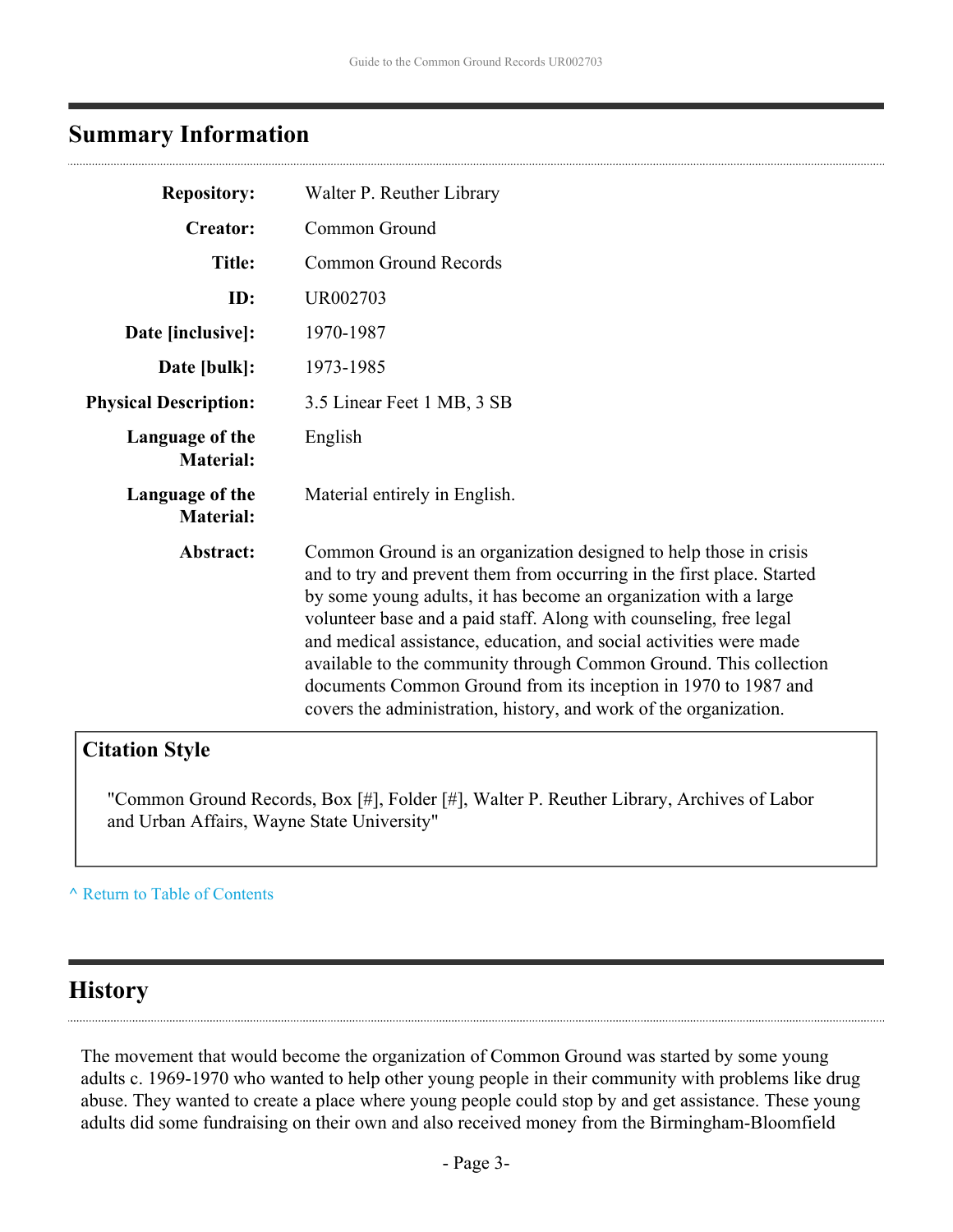## Summary Information

| | |
|---|---|
| **Repository:** | Walter P. Reuther Library |
| **Creator:** | Common Ground |
| **Title:** | Common Ground Records |
| **ID:** | UR002703 |
| **Date [inclusive]:** | 1970-1987 |
| **Date [bulk]:** | 1973-1985 |
| **Physical Description:** | 3.5 Linear Feet 1 MB, 3 SB |
| **Language of the Material:** | English |
| **Language of the Material:** | Material entirely in English. |
| **Abstract:** | Common Ground is an organization designed to help those in crisis and to try and prevent them from occurring in the first place. Started by some young adults, it has become an organization with a large volunteer base and a paid staff. Along with counseling, free legal and medical assistance, education, and social activities were made available to the community through Common Ground. This collection documents Common Ground from its inception in 1970 to 1987 and covers the administration, history, and work of the organization. |

### Citation Style

"Common Ground Records, Box [#], Folder [#], Walter P. Reuther Library, Archives of Labor and Urban Affairs, Wayne State University"

^ Return to Table of Contents

## History

The movement that would become the organization of Common Ground was started by some young adults c. 1969-1970 who wanted to help other young people in their community with problems like drug abuse. They wanted to create a place where young people could stop by and get assistance. These young adults did some fundraising on their own and also received money from the Birmingham-Bloomfield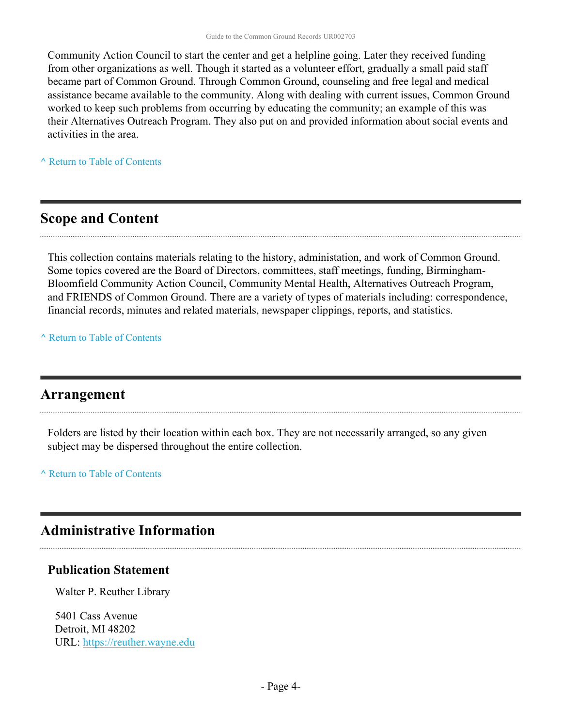Community Action Council to start the center and get a helpline going. Later they received funding from other organizations as well. Though it started as a volunteer effort, gradually a small paid staff became part of Common Ground. Through Common Ground, counseling and free legal and medical assistance became available to the community. Along with dealing with current issues, Common Ground worked to keep such problems from occurring by educating the community; an example of this was their Alternatives Outreach Program. They also put on and provided information about social events and activities in the area.

^ Return to Table of Contents

## Scope and Content

This collection contains materials relating to the history, administation, and work of Common Ground. Some topics covered are the Board of Directors, committees, staff meetings, funding, Birmingham-Bloomfield Community Action Council, Community Mental Health, Alternatives Outreach Program, and FRIENDS of Common Ground. There are a variety of types of materials including: correspondence, financial records, minutes and related materials, newspaper clippings, reports, and statistics.

^ Return to Table of Contents

## Arrangement

Folders are listed by their location within each box. They are not necessarily arranged, so any given subject may be dispersed throughout the entire collection.

^ Return to Table of Contents

## Administrative Information

### Publication Statement

Walter P. Reuther Library

5401 Cass Avenue
Detroit, MI 48202
URL: https://reuther.wayne.edu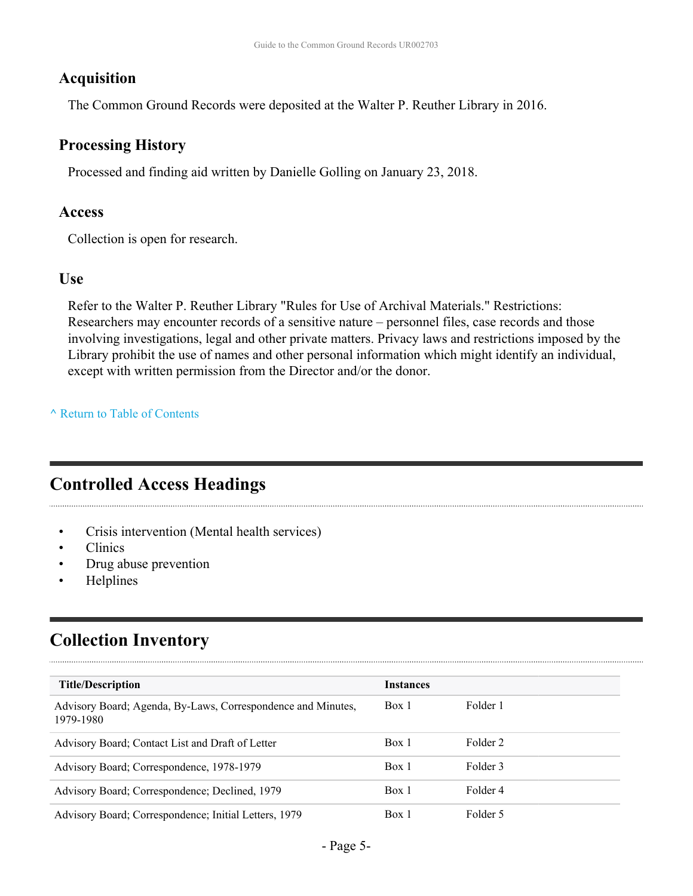### Acquisition

The Common Ground Records were deposited at the Walter P. Reuther Library in 2016.

### Processing History

Processed and finding aid written by Danielle Golling on January 23, 2018.

### Access

Collection is open for research.

### Use

Refer to the Walter P. Reuther Library "Rules for Use of Archival Materials." Restrictions: Researchers may encounter records of a sensitive nature – personnel files, case records and those involving investigations, legal and other private matters. Privacy laws and restrictions imposed by the Library prohibit the use of names and other personal information which might identify an individual, except with written permission from the Director and/or the donor.

^ Return to Table of Contents

## Controlled Access Headings

- Crisis intervention (Mental health services)
- Clinics
- Drug abuse prevention
- Helplines

## Collection Inventory

| Title/Description | Instances | |
|---|---|---|
| Advisory Board; Agenda, By-Laws, Correspondence and Minutes, 1979-1980 | Box 1 | Folder 1 |
| Advisory Board; Contact List and Draft of Letter | Box 1 | Folder 2 |
| Advisory Board; Correspondence, 1978-1979 | Box 1 | Folder 3 |
| Advisory Board; Correspondence; Declined, 1979 | Box 1 | Folder 4 |
| Advisory Board; Correspondence; Initial Letters, 1979 | Box 1 | Folder 5 |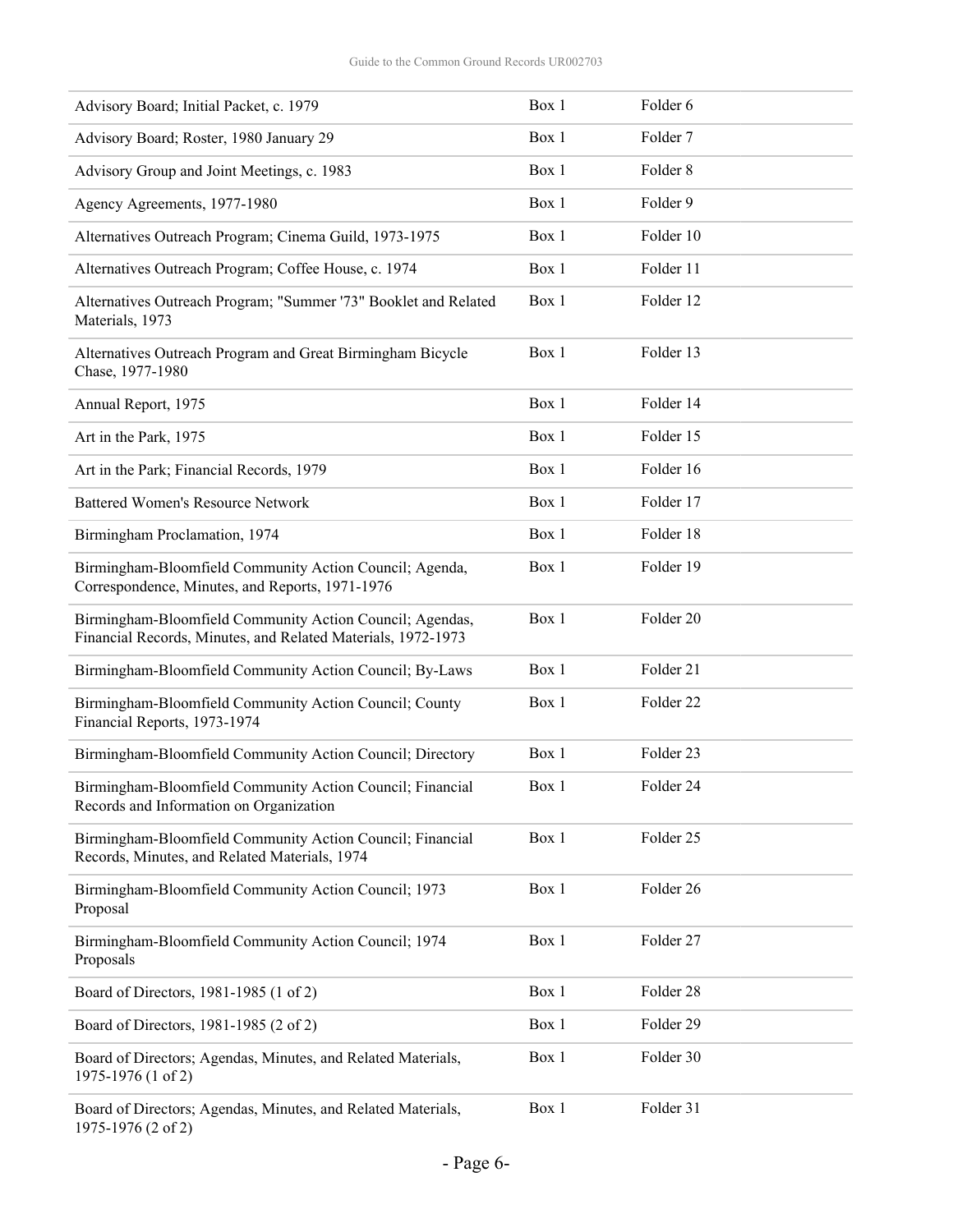| | | |
|---|---|---|
| Advisory Board; Initial Packet, c. 1979 | Box 1 | Folder 6 |
| Advisory Board; Roster, 1980 January 29 | Box 1 | Folder 7 |
| Advisory Group and Joint Meetings, c. 1983 | Box 1 | Folder 8 |
| Agency Agreements, 1977-1980 | Box 1 | Folder 9 |
| Alternatives Outreach Program; Cinema Guild, 1973-1975 | Box 1 | Folder 10 |
| Alternatives Outreach Program; Coffee House, c. 1974 | Box 1 | Folder 11 |
| Alternatives Outreach Program; "Summer '73" Booklet and Related Materials, 1973 | Box 1 | Folder 12 |
| Alternatives Outreach Program and Great Birmingham Bicycle Chase, 1977-1980 | Box 1 | Folder 13 |
| Annual Report, 1975 | Box 1 | Folder 14 |
| Art in the Park, 1975 | Box 1 | Folder 15 |
| Art in the Park; Financial Records, 1979 | Box 1 | Folder 16 |
| Battered Women's Resource Network | Box 1 | Folder 17 |
| Birmingham Proclamation, 1974 | Box 1 | Folder 18 |
| Birmingham-Bloomfield Community Action Council; Agenda, Correspondence, Minutes, and Reports, 1971-1976 | Box 1 | Folder 19 |
| Birmingham-Bloomfield Community Action Council; Agendas, Financial Records, Minutes, and Related Materials, 1972-1973 | Box 1 | Folder 20 |
| Birmingham-Bloomfield Community Action Council; By-Laws | Box 1 | Folder 21 |
| Birmingham-Bloomfield Community Action Council; County Financial Reports, 1973-1974 | Box 1 | Folder 22 |
| Birmingham-Bloomfield Community Action Council; Directory | Box 1 | Folder 23 |
| Birmingham-Bloomfield Community Action Council; Financial Records and Information on Organization | Box 1 | Folder 24 |
| Birmingham-Bloomfield Community Action Council; Financial Records, Minutes, and Related Materials, 1974 | Box 1 | Folder 25 |
| Birmingham-Bloomfield Community Action Council; 1973 Proposal | Box 1 | Folder 26 |
| Birmingham-Bloomfield Community Action Council; 1974 Proposals | Box 1 | Folder 27 |
| Board of Directors, 1981-1985 (1 of 2) | Box 1 | Folder 28 |
| Board of Directors, 1981-1985 (2 of 2) | Box 1 | Folder 29 |
| Board of Directors; Agendas, Minutes, and Related Materials, 1975-1976 (1 of 2) | Box 1 | Folder 30 |
| Board of Directors; Agendas, Minutes, and Related Materials, 1975-1976 (2 of 2) | Box 1 | Folder 31 |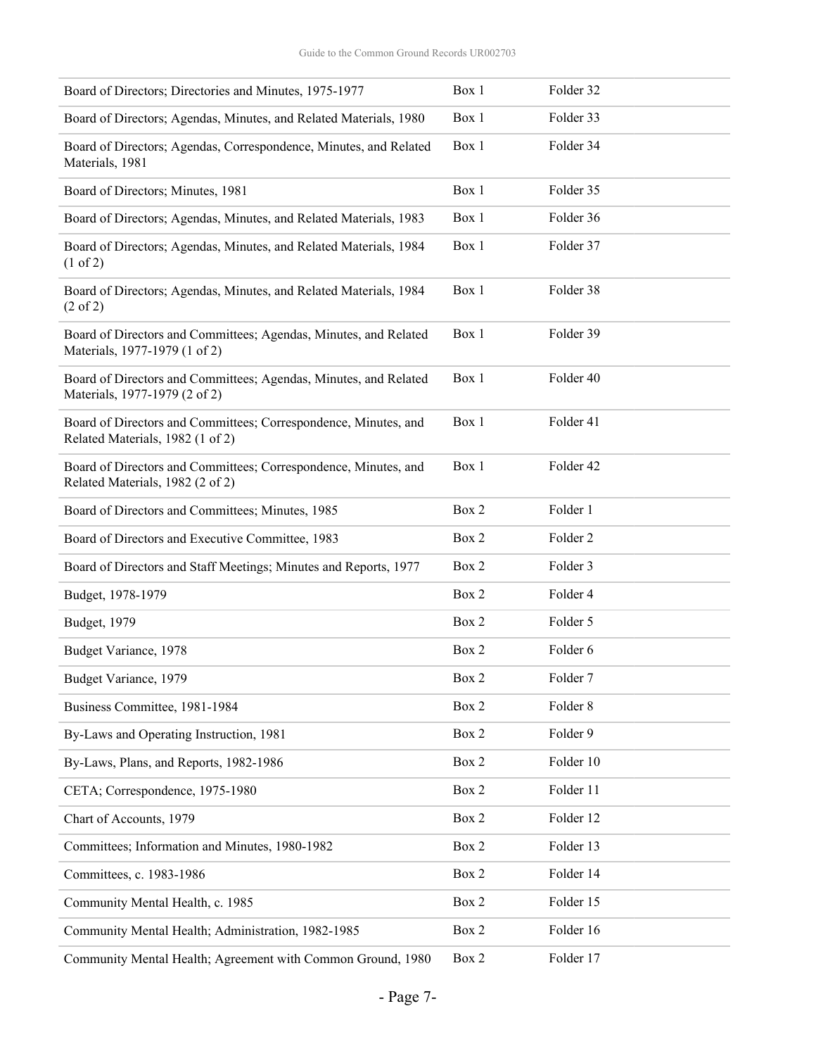| | | |
|---|---|---|
| Board of Directors; Directories and Minutes, 1975-1977 | Box 1 | Folder 32 |
| Board of Directors; Agendas, Minutes, and Related Materials, 1980 | Box 1 | Folder 33 |
| Board of Directors; Agendas, Correspondence, Minutes, and Related Materials, 1981 | Box 1 | Folder 34 |
| Board of Directors; Minutes, 1981 | Box 1 | Folder 35 |
| Board of Directors; Agendas, Minutes, and Related Materials, 1983 | Box 1 | Folder 36 |
| Board of Directors; Agendas, Minutes, and Related Materials, 1984 (1 of 2) | Box 1 | Folder 37 |
| Board of Directors; Agendas, Minutes, and Related Materials, 1984 (2 of 2) | Box 1 | Folder 38 |
| Board of Directors and Committees; Agendas, Minutes, and Related Materials, 1977-1979 (1 of 2) | Box 1 | Folder 39 |
| Board of Directors and Committees; Agendas, Minutes, and Related Materials, 1977-1979 (2 of 2) | Box 1 | Folder 40 |
| Board of Directors and Committees; Correspondence, Minutes, and Related Materials, 1982 (1 of 2) | Box 1 | Folder 41 |
| Board of Directors and Committees; Correspondence, Minutes, and Related Materials, 1982 (2 of 2) | Box 1 | Folder 42 |
| Board of Directors and Committees; Minutes, 1985 | Box 2 | Folder 1 |
| Board of Directors and Executive Committee, 1983 | Box 2 | Folder 2 |
| Board of Directors and Staff Meetings; Minutes and Reports, 1977 | Box 2 | Folder 3 |
| Budget, 1978-1979 | Box 2 | Folder 4 |
| Budget, 1979 | Box 2 | Folder 5 |
| Budget Variance, 1978 | Box 2 | Folder 6 |
| Budget Variance, 1979 | Box 2 | Folder 7 |
| Business Committee, 1981-1984 | Box 2 | Folder 8 |
| By-Laws and Operating Instruction, 1981 | Box 2 | Folder 9 |
| By-Laws, Plans, and Reports, 1982-1986 | Box 2 | Folder 10 |
| CETA; Correspondence, 1975-1980 | Box 2 | Folder 11 |
| Chart of Accounts, 1979 | Box 2 | Folder 12 |
| Committees; Information and Minutes, 1980-1982 | Box 2 | Folder 13 |
| Committees, c. 1983-1986 | Box 2 | Folder 14 |
| Community Mental Health, c. 1985 | Box 2 | Folder 15 |
| Community Mental Health; Administration, 1982-1985 | Box 2 | Folder 16 |
| Community Mental Health; Agreement with Common Ground, 1980 | Box 2 | Folder 17 |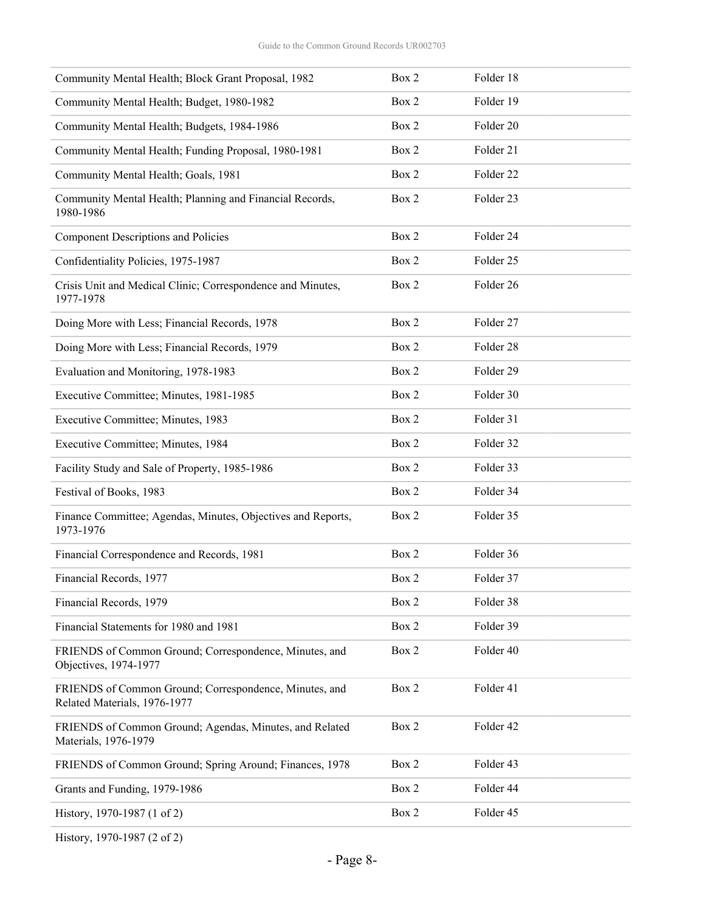| | | |
|---|---|---|
| Community Mental Health; Block Grant Proposal, 1982 | Box 2 | Folder 18 |
| Community Mental Health; Budget, 1980-1982 | Box 2 | Folder 19 |
| Community Mental Health; Budgets, 1984-1986 | Box 2 | Folder 20 |
| Community Mental Health; Funding Proposal, 1980-1981 | Box 2 | Folder 21 |
| Community Mental Health; Goals, 1981 | Box 2 | Folder 22 |
| Community Mental Health; Planning and Financial Records, 1980-1986 | Box 2 | Folder 23 |
| Component Descriptions and Policies | Box 2 | Folder 24 |
| Confidentiality Policies, 1975-1987 | Box 2 | Folder 25 |
| Crisis Unit and Medical Clinic; Correspondence and Minutes, 1977-1978 | Box 2 | Folder 26 |
| Doing More with Less; Financial Records, 1978 | Box 2 | Folder 27 |
| Doing More with Less; Financial Records, 1979 | Box 2 | Folder 28 |
| Evaluation and Monitoring, 1978-1983 | Box 2 | Folder 29 |
| Executive Committee; Minutes, 1981-1985 | Box 2 | Folder 30 |
| Executive Committee; Minutes, 1983 | Box 2 | Folder 31 |
| Executive Committee; Minutes, 1984 | Box 2 | Folder 32 |
| Facility Study and Sale of Property, 1985-1986 | Box 2 | Folder 33 |
| Festival of Books, 1983 | Box 2 | Folder 34 |
| Finance Committee; Agendas, Minutes, Objectives and Reports, 1973-1976 | Box 2 | Folder 35 |
| Financial Correspondence and Records, 1981 | Box 2 | Folder 36 |
| Financial Records, 1977 | Box 2 | Folder 37 |
| Financial Records, 1979 | Box 2 | Folder 38 |
| Financial Statements for 1980 and 1981 | Box 2 | Folder 39 |
| FRIENDS of Common Ground; Correspondence, Minutes, and Objectives, 1974-1977 | Box 2 | Folder 40 |
| FRIENDS of Common Ground; Correspondence, Minutes, and Related Materials, 1976-1977 | Box 2 | Folder 41 |
| FRIENDS of Common Ground; Agendas, Minutes, and Related Materials, 1976-1979 | Box 2 | Folder 42 |
| FRIENDS of Common Ground; Spring Around; Finances, 1978 | Box 2 | Folder 43 |
| Grants and Funding, 1979-1986 | Box 2 | Folder 44 |
| History, 1970-1987 (1 of 2) | Box 2 | Folder 45 |
| History, 1970-1987 (2 of 2) | | |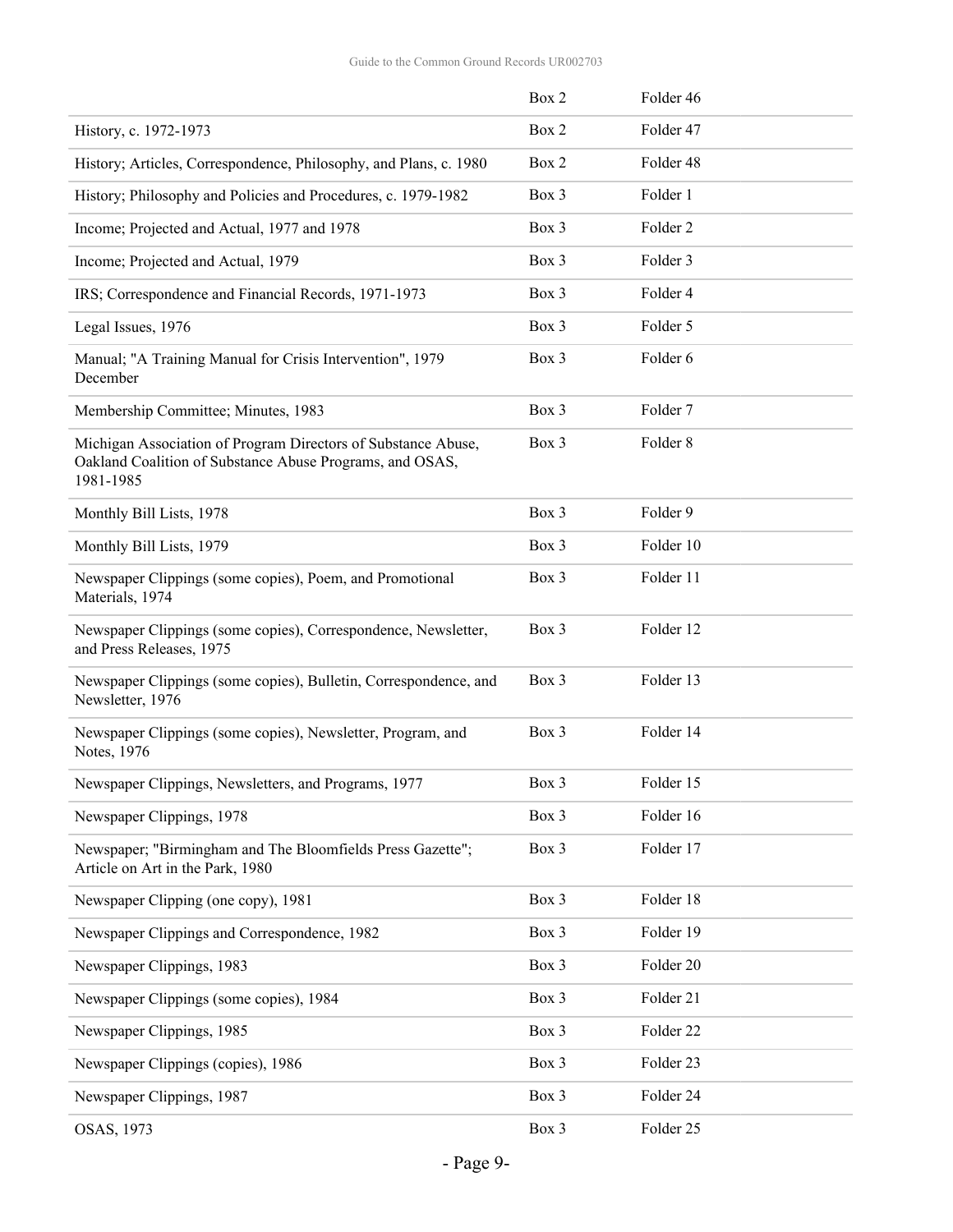| | | |
|---|---|---|
| | Box 2 | Folder 46 |
| History, c. 1972-1973 | Box 2 | Folder 47 |
| History; Articles, Correspondence, Philosophy, and Plans, c. 1980 | Box 2 | Folder 48 |
| History; Philosophy and Policies and Procedures, c. 1979-1982 | Box 3 | Folder 1 |
| Income; Projected and Actual, 1977 and 1978 | Box 3 | Folder 2 |
| Income; Projected and Actual, 1979 | Box 3 | Folder 3 |
| IRS; Correspondence and Financial Records, 1971-1973 | Box 3 | Folder 4 |
| Legal Issues, 1976 | Box 3 | Folder 5 |
| Manual; "A Training Manual for Crisis Intervention", 1979 December | Box 3 | Folder 6 |
| Membership Committee; Minutes, 1983 | Box 3 | Folder 7 |
| Michigan Association of Program Directors of Substance Abuse, Oakland Coalition of Substance Abuse Programs, and OSAS, 1981-1985 | Box 3 | Folder 8 |
| Monthly Bill Lists, 1978 | Box 3 | Folder 9 |
| Monthly Bill Lists, 1979 | Box 3 | Folder 10 |
| Newspaper Clippings (some copies), Poem, and Promotional Materials, 1974 | Box 3 | Folder 11 |
| Newspaper Clippings (some copies), Correspondence, Newsletter, and Press Releases, 1975 | Box 3 | Folder 12 |
| Newspaper Clippings (some copies), Bulletin, Correspondence, and Newsletter, 1976 | Box 3 | Folder 13 |
| Newspaper Clippings (some copies), Newsletter, Program, and Notes, 1976 | Box 3 | Folder 14 |
| Newspaper Clippings, Newsletters, and Programs, 1977 | Box 3 | Folder 15 |
| Newspaper Clippings, 1978 | Box 3 | Folder 16 |
| Newspaper; "Birmingham and The Bloomfields Press Gazette"; Article on Art in the Park, 1980 | Box 3 | Folder 17 |
| Newspaper Clipping (one copy), 1981 | Box 3 | Folder 18 |
| Newspaper Clippings and Correspondence, 1982 | Box 3 | Folder 19 |
| Newspaper Clippings, 1983 | Box 3 | Folder 20 |
| Newspaper Clippings (some copies), 1984 | Box 3 | Folder 21 |
| Newspaper Clippings, 1985 | Box 3 | Folder 22 |
| Newspaper Clippings (copies), 1986 | Box 3 | Folder 23 |
| Newspaper Clippings, 1987 | Box 3 | Folder 24 |
| OSAS, 1973 | Box 3 | Folder 25 |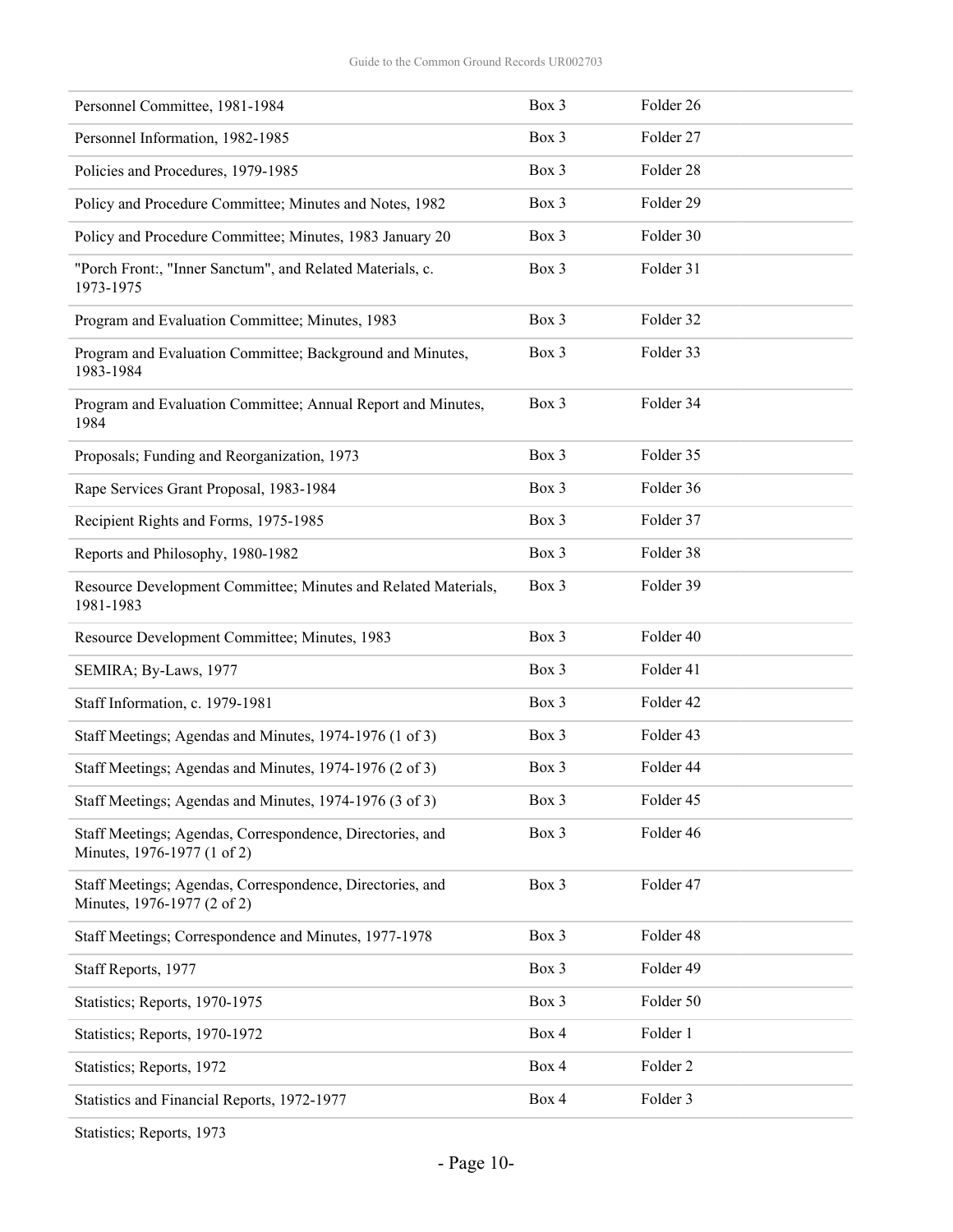| | | |
|---|---|---|
| Personnel Committee, 1981-1984 | Box 3 | Folder 26 |
| Personnel Information, 1982-1985 | Box 3 | Folder 27 |
| Policies and Procedures, 1979-1985 | Box 3 | Folder 28 |
| Policy and Procedure Committee; Minutes and Notes, 1982 | Box 3 | Folder 29 |
| Policy and Procedure Committee; Minutes, 1983 January 20 | Box 3 | Folder 30 |
| "Porch Front:, "Inner Sanctum", and Related Materials, c. 1973-1975 | Box 3 | Folder 31 |
| Program and Evaluation Committee; Minutes, 1983 | Box 3 | Folder 32 |
| Program and Evaluation Committee; Background and Minutes, 1983-1984 | Box 3 | Folder 33 |
| Program and Evaluation Committee; Annual Report and Minutes, 1984 | Box 3 | Folder 34 |
| Proposals; Funding and Reorganization, 1973 | Box 3 | Folder 35 |
| Rape Services Grant Proposal, 1983-1984 | Box 3 | Folder 36 |
| Recipient Rights and Forms, 1975-1985 | Box 3 | Folder 37 |
| Reports and Philosophy, 1980-1982 | Box 3 | Folder 38 |
| Resource Development Committee; Minutes and Related Materials, 1981-1983 | Box 3 | Folder 39 |
| Resource Development Committee; Minutes, 1983 | Box 3 | Folder 40 |
| SEMIRA; By-Laws, 1977 | Box 3 | Folder 41 |
| Staff Information, c. 1979-1981 | Box 3 | Folder 42 |
| Staff Meetings; Agendas and Minutes, 1974-1976 (1 of 3) | Box 3 | Folder 43 |
| Staff Meetings; Agendas and Minutes, 1974-1976 (2 of 3) | Box 3 | Folder 44 |
| Staff Meetings; Agendas and Minutes, 1974-1976 (3 of 3) | Box 3 | Folder 45 |
| Staff Meetings; Agendas, Correspondence, Directories, and Minutes, 1976-1977 (1 of 2) | Box 3 | Folder 46 |
| Staff Meetings; Agendas, Correspondence, Directories, and Minutes, 1976-1977 (2 of 2) | Box 3 | Folder 47 |
| Staff Meetings; Correspondence and Minutes, 1977-1978 | Box 3 | Folder 48 |
| Staff Reports, 1977 | Box 3 | Folder 49 |
| Statistics; Reports, 1970-1975 | Box 3 | Folder 50 |
| Statistics; Reports, 1970-1972 | Box 4 | Folder 1 |
| Statistics; Reports, 1972 | Box 4 | Folder 2 |
| Statistics and Financial Reports, 1972-1977 | Box 4 | Folder 3 |
| Statistics; Reports, 1973 | | |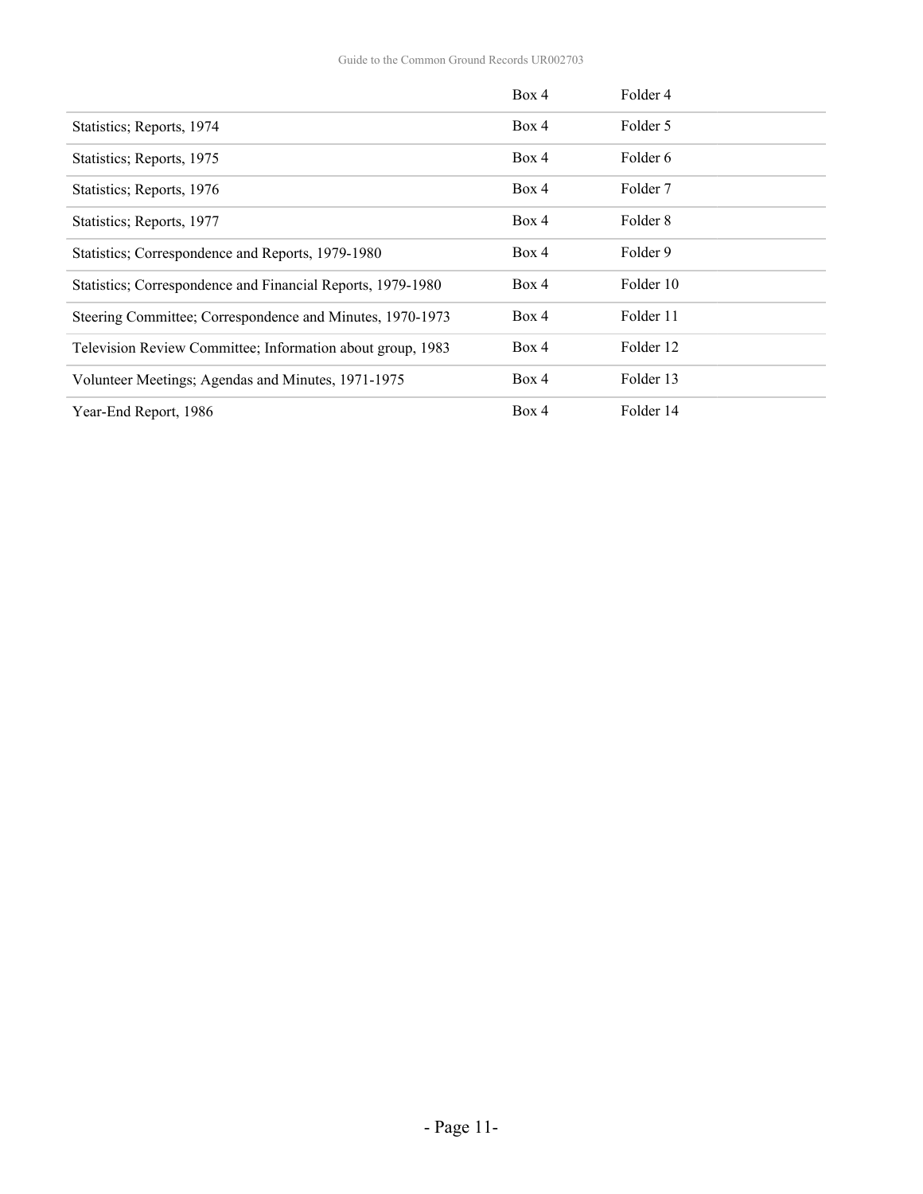| | | |
|---|---|---|
| | Box 4 | Folder 4 |
| Statistics; Reports, 1974 | Box 4 | Folder 5 |
| Statistics; Reports, 1975 | Box 4 | Folder 6 |
| Statistics; Reports, 1976 | Box 4 | Folder 7 |
| Statistics; Reports, 1977 | Box 4 | Folder 8 |
| Statistics; Correspondence and Reports, 1979-1980 | Box 4 | Folder 9 |
| Statistics; Correspondence and Financial Reports, 1979-1980 | Box 4 | Folder 10 |
| Steering Committee; Correspondence and Minutes, 1970-1973 | Box 4 | Folder 11 |
| Television Review Committee; Information about group, 1983 | Box 4 | Folder 12 |
| Volunteer Meetings; Agendas and Minutes, 1971-1975 | Box 4 | Folder 13 |
| Year-End Report, 1986 | Box 4 | Folder 14 |